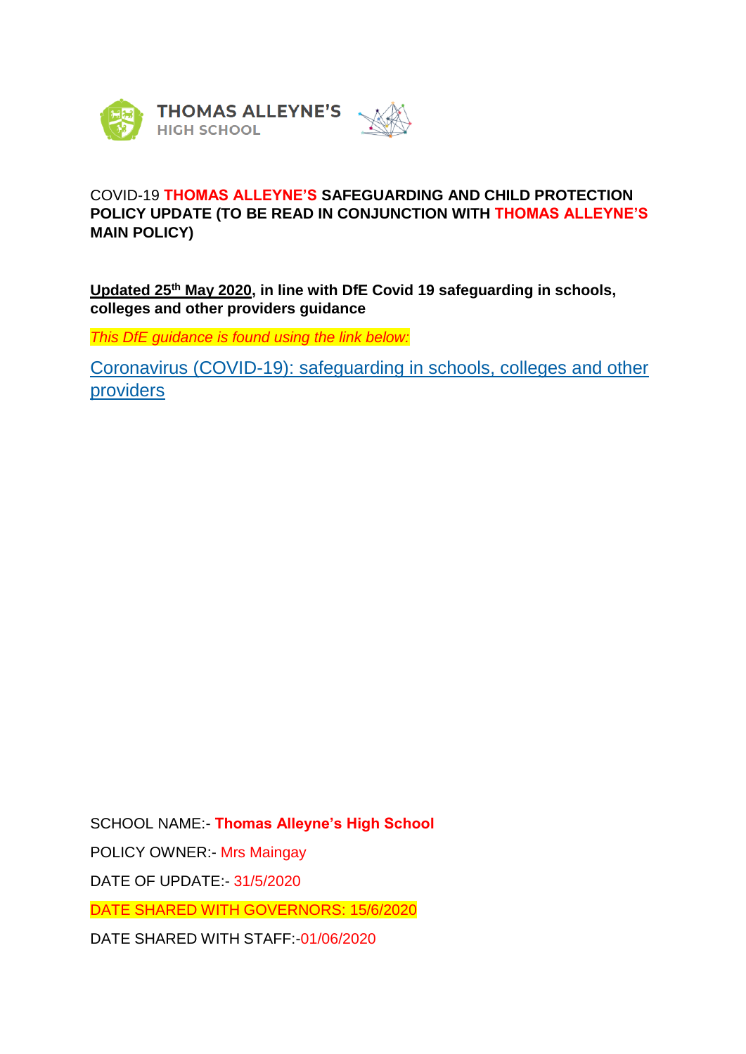**THOMAS ALLEYNE'S**
**HIGH SCHOOL**

# COVID-19 THOMAS ALLEYNE'S SAFEGUARDING AND CHILD PROTECTION POLICY UPDATE (TO BE READ IN CONJUNCTION WITH THOMAS ALLEYNE'S MAIN POLICY)

**Updated 25th May 2020, in line with DfE Covid 19 safeguarding in schools, colleges and other providers guidance**

*This DfE guidance is found using the link below:*

[Coronavirus (COVID-19): safeguarding in schools, colleges and other providers]

SCHOOL NAME:- **Thomas Alleyne's High School**

POLICY OWNER:- Mrs Maingay

DATE OF UPDATE:- 31/5/2020

DATE SHARED WITH GOVERNORS: 15/6/2020

DATE SHARED WITH STAFF:-01/06/2020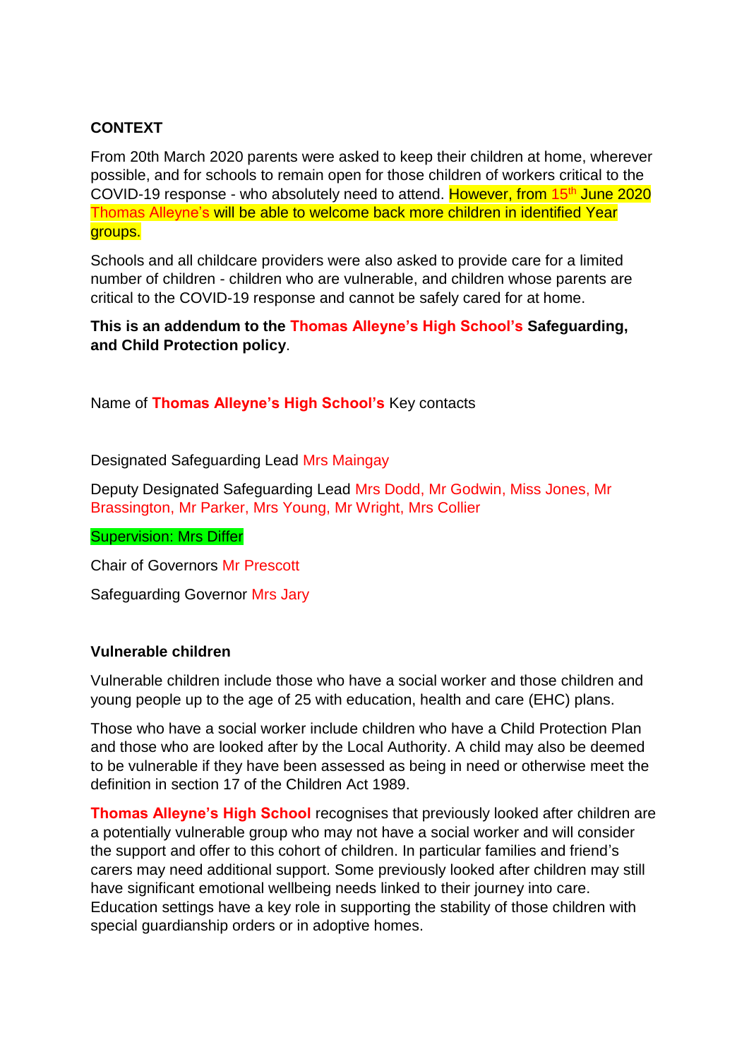**CONTEXT**

From 20th March 2020 parents were asked to keep their children at home, wherever possible, and for schools to remain open for those children of workers critical to the COVID-19 response - who absolutely need to attend. However, from 15th June 2020 Thomas Alleyne's will be able to welcome back more children in identified Year groups.

Schools and all childcare providers were also asked to provide care for a limited number of children - children who are vulnerable, and children whose parents are critical to the COVID-19 response and cannot be safely cared for at home.

**This is an addendum to the Thomas Alleyne's High School's Safeguarding, and Child Protection policy**.

Name of **Thomas Alleyne's High School's** Key contacts

Designated Safeguarding Lead Mrs Maingay

Deputy Designated Safeguarding Lead Mrs Dodd, Mr Godwin, Miss Jones, Mr Brassington, Mr Parker, Mrs Young, Mr Wright, Mrs Collier

Supervision: Mrs Differ

Chair of Governors Mr Prescott

Safeguarding Governor Mrs Jary

**Vulnerable children**

Vulnerable children include those who have a social worker and those children and young people up to the age of 25 with education, health and care (EHC) plans.

Those who have a social worker include children who have a Child Protection Plan and those who are looked after by the Local Authority. A child may also be deemed to be vulnerable if they have been assessed as being in need or otherwise meet the definition in section 17 of the Children Act 1989.

**Thomas Alleyne's High School** recognises that previously looked after children are a potentially vulnerable group who may not have a social worker and will consider the support and offer to this cohort of children. In particular families and friend's carers may need additional support. Some previously looked after children may still have significant emotional wellbeing needs linked to their journey into care. Education settings have a key role in supporting the stability of those children with special guardianship orders or in adoptive homes.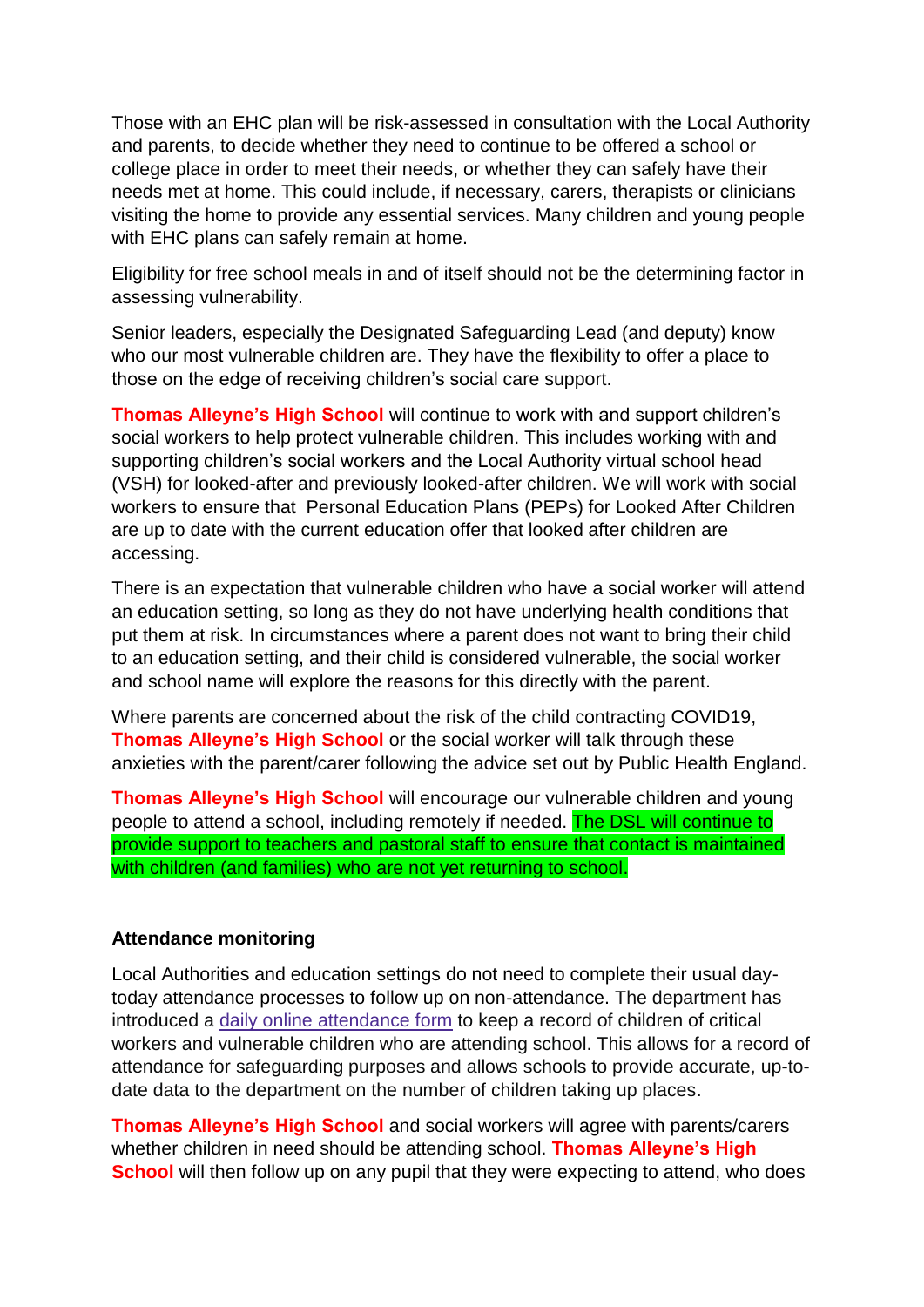Those with an EHC plan will be risk-assessed in consultation with the Local Authority and parents, to decide whether they need to continue to be offered a school or college place in order to meet their needs, or whether they can safely have their needs met at home. This could include, if necessary, carers, therapists or clinicians visiting the home to provide any essential services. Many children and young people with EHC plans can safely remain at home.

Eligibility for free school meals in and of itself should not be the determining factor in assessing vulnerability.

Senior leaders, especially the Designated Safeguarding Lead (and deputy) know who our most vulnerable children are. They have the flexibility to offer a place to those on the edge of receiving children's social care support.

**Thomas Alleyne's High School** will continue to work with and support children's social workers to help protect vulnerable children. This includes working with and supporting children's social workers and the Local Authority virtual school head (VSH) for looked-after and previously looked-after children. We will work with social workers to ensure that Personal Education Plans (PEPs) for Looked After Children are up to date with the current education offer that looked after children are accessing.

There is an expectation that vulnerable children who have a social worker will attend an education setting, so long as they do not have underlying health conditions that put them at risk. In circumstances where a parent does not want to bring their child to an education setting, and their child is considered vulnerable, the social worker and school name will explore the reasons for this directly with the parent.

Where parents are concerned about the risk of the child contracting COVID19, **Thomas Alleyne's High School** or the social worker will talk through these anxieties with the parent/carer following the advice set out by Public Health England.

**Thomas Alleyne's High School** will encourage our vulnerable children and young people to attend a school, including remotely if needed. The DSL will continue to provide support to teachers and pastoral staff to ensure that contact is maintained with children (and families) who are not yet returning to school.

**Attendance monitoring**

Local Authorities and education settings do not need to complete their usual day-today attendance processes to follow up on non-attendance. The department has introduced a daily online attendance form to keep a record of children of critical workers and vulnerable children who are attending school. This allows for a record of attendance for safeguarding purposes and allows schools to provide accurate, up-to-date data to the department on the number of children taking up places.

**Thomas Alleyne's High School** and social workers will agree with parents/carers whether children in need should be attending school. **Thomas Alleyne's High School** will then follow up on any pupil that they were expecting to attend, who does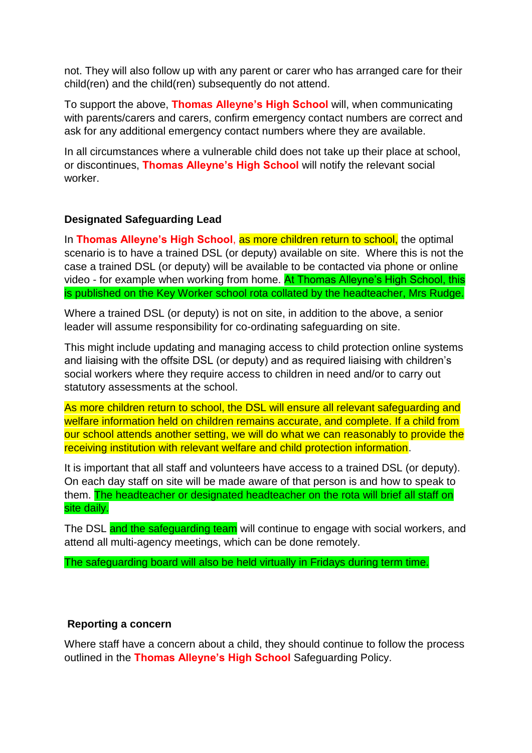not. They will also follow up with any parent or carer who has arranged care for their child(ren) and the child(ren) subsequently do not attend.

To support the above, **Thomas Alleyne's High School** will, when communicating with parents/carers and carers, confirm emergency contact numbers are correct and ask for any additional emergency contact numbers where they are available.

In all circumstances where a vulnerable child does not take up their place at school, or discontinues, **Thomas Alleyne's High School** will notify the relevant social worker.

### Designated Safeguarding Lead

In **Thomas Alleyne's High School**, as more children return to school, the optimal scenario is to have a trained DSL (or deputy) available on site. Where this is not the case a trained DSL (or deputy) will be available to be contacted via phone or online video - for example when working from home. At Thomas Alleyne's High School, this is published on the Key Worker school rota collated by the headteacher, Mrs Rudge.

Where a trained DSL (or deputy) is not on site, in addition to the above, a senior leader will assume responsibility for co-ordinating safeguarding on site.

This might include updating and managing access to child protection online systems and liaising with the offsite DSL (or deputy) and as required liaising with children's social workers where they require access to children in need and/or to carry out statutory assessments at the school.

As more children return to school, the DSL will ensure all relevant safeguarding and welfare information held on children remains accurate, and complete. If a child from our school attends another setting, we will do what we can reasonably to provide the receiving institution with relevant welfare and child protection information.

It is important that all staff and volunteers have access to a trained DSL (or deputy). On each day staff on site will be made aware of that person is and how to speak to them. The headteacher or designated headteacher on the rota will brief all staff on site daily.

The DSL and the safeguarding team will continue to engage with social workers, and attend all multi-agency meetings, which can be done remotely.

The safeguarding board will also be held virtually in Fridays during term time.

### Reporting a concern

Where staff have a concern about a child, they should continue to follow the process outlined in the **Thomas Alleyne's High School** Safeguarding Policy.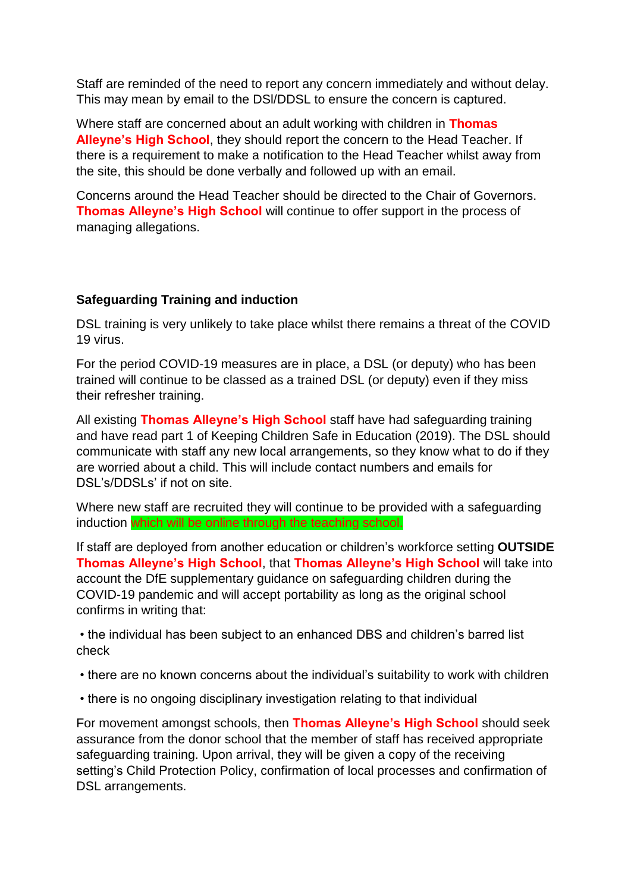Staff are reminded of the need to report any concern immediately and without delay. This may mean by email to the DSl/DDSL to ensure the concern is captured.

Where staff are concerned about an adult working with children in **Thomas Alleyne's High School**, they should report the concern to the Head Teacher. If there is a requirement to make a notification to the Head Teacher whilst away from the site, this should be done verbally and followed up with an email.

Concerns around the Head Teacher should be directed to the Chair of Governors. **Thomas Alleyne's High School** will continue to offer support in the process of managing allegations.

**Safeguarding Training and induction**

DSL training is very unlikely to take place whilst there remains a threat of the COVID 19 virus.

For the period COVID-19 measures are in place, a DSL (or deputy) who has been trained will continue to be classed as a trained DSL (or deputy) even if they miss their refresher training.

All existing **Thomas Alleyne's High School** staff have had safeguarding training and have read part 1 of Keeping Children Safe in Education (2019). The DSL should communicate with staff any new local arrangements, so they know what to do if they are worried about a child. This will include contact numbers and emails for DSL's/DDSLs' if not on site.

Where new staff are recruited they will continue to be provided with a safeguarding induction which will be online through the teaching school.

If staff are deployed from another education or children's workforce setting **OUTSIDE Thomas Alleyne's High School**, that **Thomas Alleyne's High School** will take into account the DfE supplementary guidance on safeguarding children during the COVID-19 pandemic and will accept portability as long as the original school confirms in writing that:

- the individual has been subject to an enhanced DBS and children's barred list check
- there are no known concerns about the individual's suitability to work with children
- there is no ongoing disciplinary investigation relating to that individual

For movement amongst schools, then **Thomas Alleyne's High School** should seek assurance from the donor school that the member of staff has received appropriate safeguarding training. Upon arrival, they will be given a copy of the receiving setting's Child Protection Policy, confirmation of local processes and confirmation of DSL arrangements.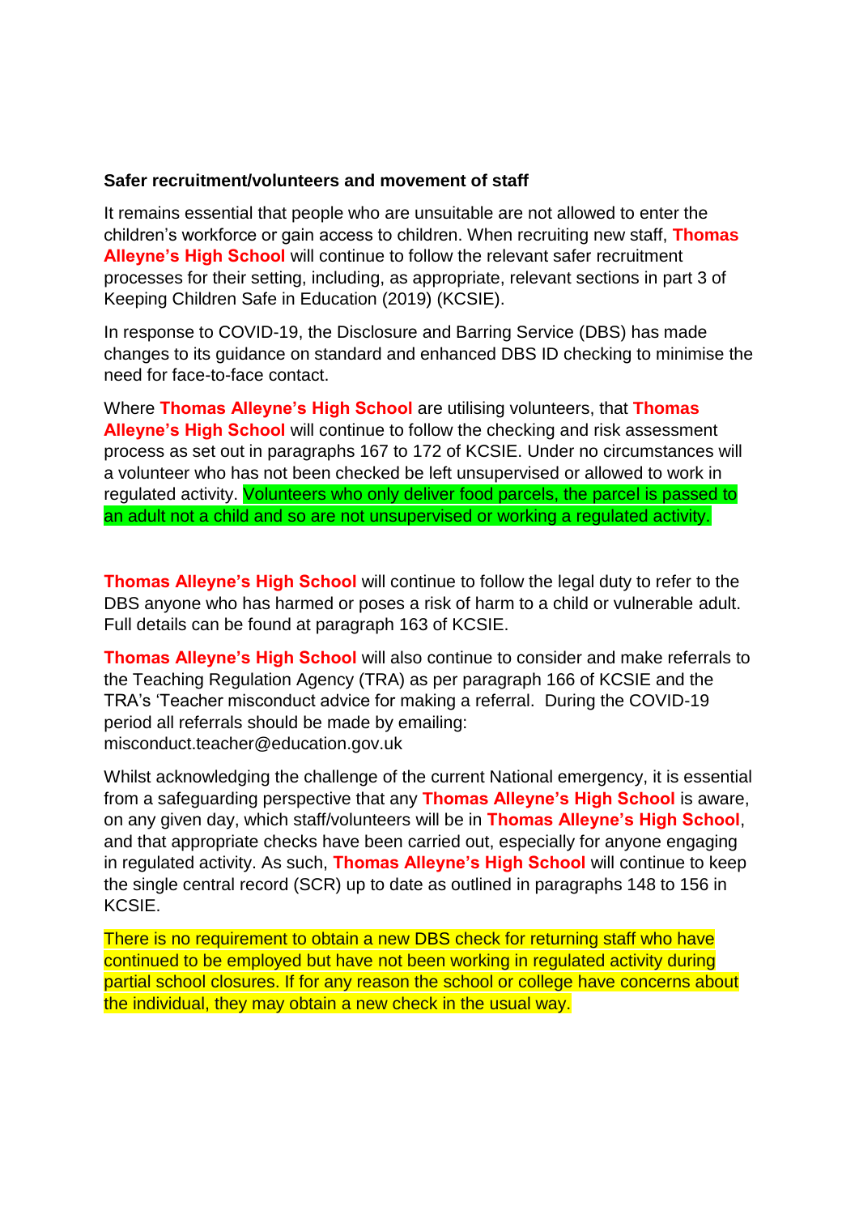**Safer recruitment/volunteers and movement of staff**

It remains essential that people who are unsuitable are not allowed to enter the children's workforce or gain access to children. When recruiting new staff, **Thomas Alleyne's High School** will continue to follow the relevant safer recruitment processes for their setting, including, as appropriate, relevant sections in part 3 of Keeping Children Safe in Education (2019) (KCSIE).

In response to COVID-19, the Disclosure and Barring Service (DBS) has made changes to its guidance on standard and enhanced DBS ID checking to minimise the need for face-to-face contact.

Where **Thomas Alleyne's High School** are utilising volunteers, that **Thomas Alleyne's High School** will continue to follow the checking and risk assessment process as set out in paragraphs 167 to 172 of KCSIE. Under no circumstances will a volunteer who has not been checked be left unsupervised or allowed to work in regulated activity. Volunteers who only deliver food parcels, the parcel is passed to an adult not a child and so are not unsupervised or working a regulated activity.

**Thomas Alleyne's High School** will continue to follow the legal duty to refer to the DBS anyone who has harmed or poses a risk of harm to a child or vulnerable adult. Full details can be found at paragraph 163 of KCSIE.

**Thomas Alleyne's High School** will also continue to consider and make referrals to the Teaching Regulation Agency (TRA) as per paragraph 166 of KCSIE and the TRA's 'Teacher misconduct advice for making a referral. During the COVID-19 period all referrals should be made by emailing: misconduct.teacher@education.gov.uk

Whilst acknowledging the challenge of the current National emergency, it is essential from a safeguarding perspective that any **Thomas Alleyne's High School** is aware, on any given day, which staff/volunteers will be in **Thomas Alleyne's High School**, and that appropriate checks have been carried out, especially for anyone engaging in regulated activity. As such, **Thomas Alleyne's High School** will continue to keep the single central record (SCR) up to date as outlined in paragraphs 148 to 156 in KCSIE.

There is no requirement to obtain a new DBS check for returning staff who have continued to be employed but have not been working in regulated activity during partial school closures. If for any reason the school or college have concerns about the individual, they may obtain a new check in the usual way.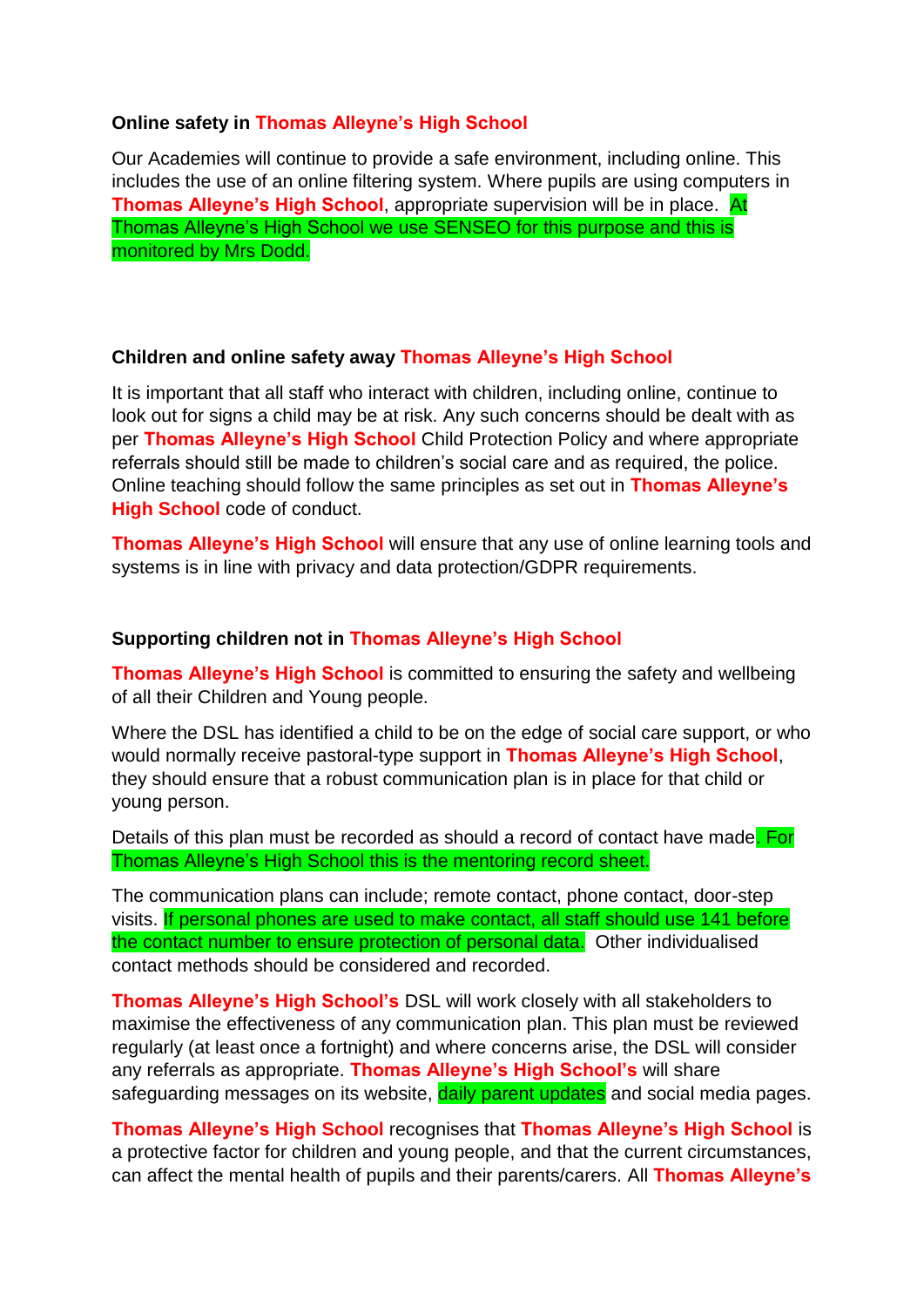### Online safety in Thomas Alleyne's High School

Our Academies will continue to provide a safe environment, including online. This includes the use of an online filtering system. Where pupils are using computers in **Thomas Alleyne's High School**, appropriate supervision will be in place. At Thomas Alleyne's High School we use SENSEO for this purpose and this is monitored by Mrs Dodd.

### Children and online safety away Thomas Alleyne's High School

It is important that all staff who interact with children, including online, continue to look out for signs a child may be at risk. Any such concerns should be dealt with as per **Thomas Alleyne's High School** Child Protection Policy and where appropriate referrals should still be made to children's social care and as required, the police. Online teaching should follow the same principles as set out in **Thomas Alleyne's High School** code of conduct.

**Thomas Alleyne's High School** will ensure that any use of online learning tools and systems is in line with privacy and data protection/GDPR requirements.

### Supporting children not in Thomas Alleyne's High School

**Thomas Alleyne's High School** is committed to ensuring the safety and wellbeing of all their Children and Young people.

Where the DSL has identified a child to be on the edge of social care support, or who would normally receive pastoral-type support in **Thomas Alleyne's High School**, they should ensure that a robust communication plan is in place for that child or young person.

Details of this plan must be recorded as should a record of contact have made. For Thomas Alleyne's High School this is the mentoring record sheet.

The communication plans can include; remote contact, phone contact, door-step visits. If personal phones are used to make contact, all staff should use 141 before the contact number to ensure protection of personal data. Other individualised contact methods should be considered and recorded.

**Thomas Alleyne's High School's** DSL will work closely with all stakeholders to maximise the effectiveness of any communication plan. This plan must be reviewed regularly (at least once a fortnight) and where concerns arise, the DSL will consider any referrals as appropriate. **Thomas Alleyne's High School's** will share safeguarding messages on its website, daily parent updates and social media pages.

**Thomas Alleyne's High School** recognises that **Thomas Alleyne's High School** is a protective factor for children and young people, and that the current circumstances, can affect the mental health of pupils and their parents/carers. All **Thomas Alleyne's**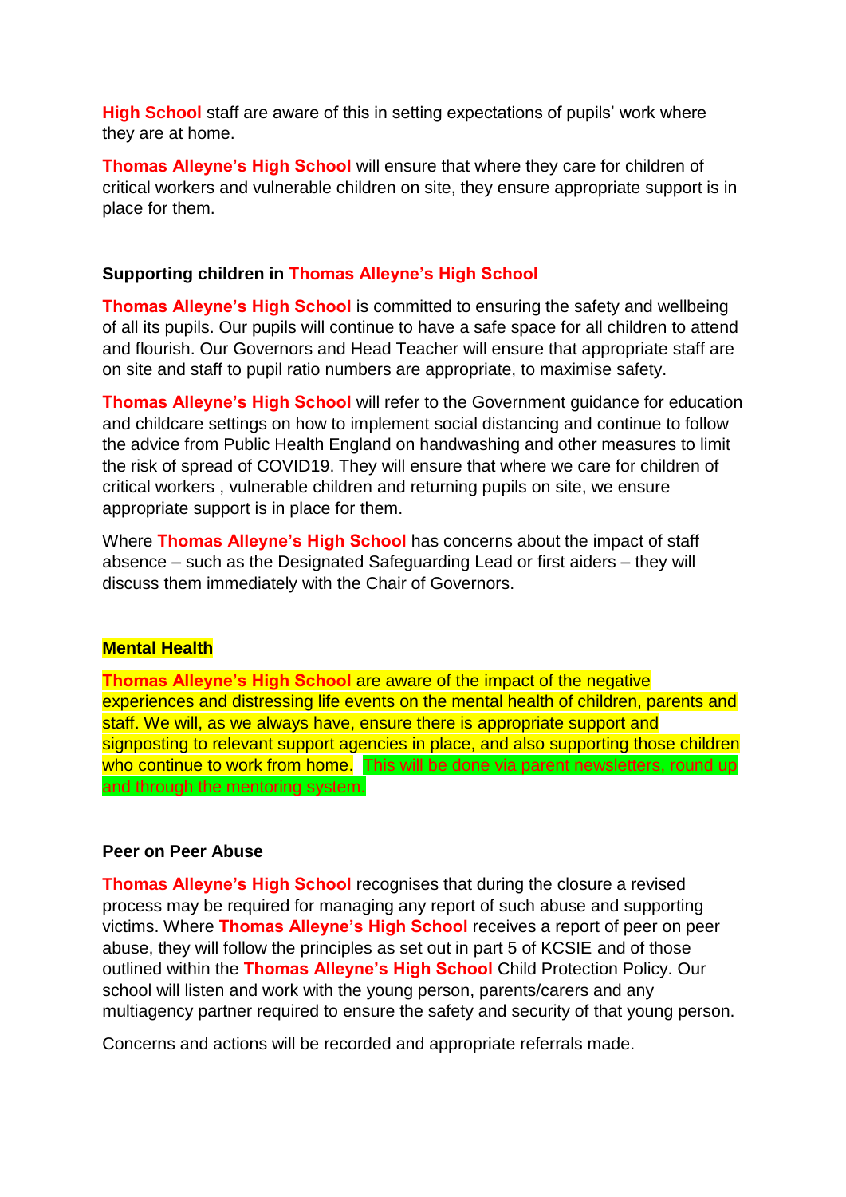High School staff are aware of this in setting expectations of pupils' work where they are at home.

Thomas Alleyne's High School will ensure that where they care for children of critical workers and vulnerable children on site, they ensure appropriate support is in place for them.

### Supporting children in Thomas Alleyne's High School

Thomas Alleyne's High School is committed to ensuring the safety and wellbeing of all its pupils. Our pupils will continue to have a safe space for all children to attend and flourish. Our Governors and Head Teacher will ensure that appropriate staff are on site and staff to pupil ratio numbers are appropriate, to maximise safety.

Thomas Alleyne's High School will refer to the Government guidance for education and childcare settings on how to implement social distancing and continue to follow the advice from Public Health England on handwashing and other measures to limit the risk of spread of COVID19. They will ensure that where we care for children of critical workers , vulnerable children and returning pupils on site, we ensure appropriate support is in place for them.

Where Thomas Alleyne's High School has concerns about the impact of staff absence – such as the Designated Safeguarding Lead or first aiders – they will discuss them immediately with the Chair of Governors.

### Mental Health

Thomas Alleyne's High School are aware of the impact of the negative experiences and distressing life events on the mental health of children, parents and staff. We will, as we always have, ensure there is appropriate support and signposting to relevant support agencies in place, and also supporting those children who continue to work from home. This will be done via parent newsletters, round up and through the mentoring system.

### Peer on Peer Abuse

Thomas Alleyne's High School recognises that during the closure a revised process may be required for managing any report of such abuse and supporting victims. Where Thomas Alleyne's High School receives a report of peer on peer abuse, they will follow the principles as set out in part 5 of KCSIE and of those outlined within the Thomas Alleyne's High School Child Protection Policy. Our school will listen and work with the young person, parents/carers and any multiagency partner required to ensure the safety and security of that young person.

Concerns and actions will be recorded and appropriate referrals made.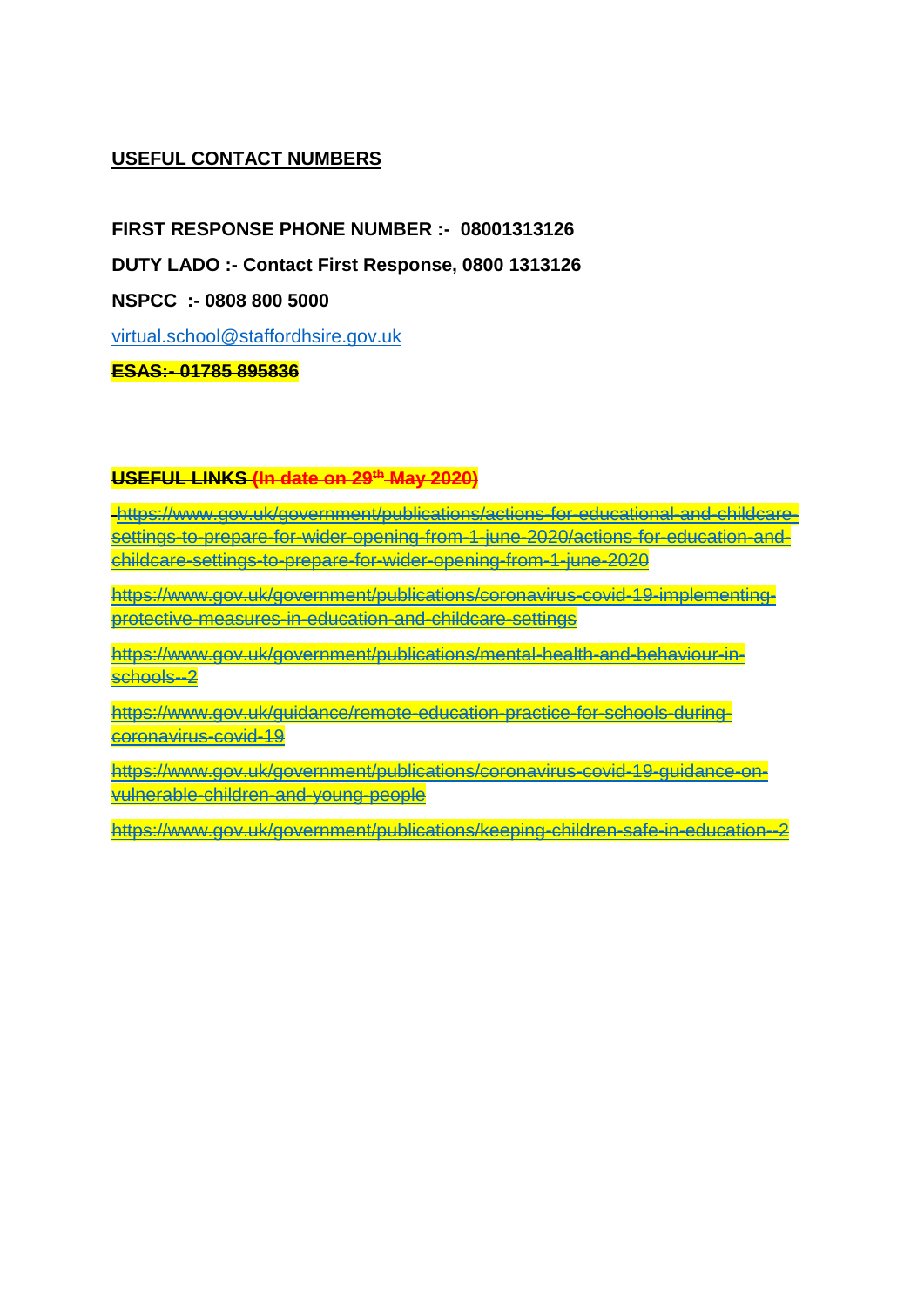## USEFUL CONTACT NUMBERS

**FIRST RESPONSE PHONE NUMBER :- 08001313126**

**DUTY LADO :- Contact First Response, 0800 1313126**

**NSPCC :- 0808 800 5000**

virtual.school@staffordhsire.gov.uk

~~**ESAS:- 01785 895836**~~

~~**USEFUL LINKS (In date on 29th May 2020)**~~

~~https://www.gov.uk/government/publications/actions-for-educational-and-childcare-settings-to-prepare-for-wider-opening-from-1-june-2020/actions-for-education-and-childcare-settings-to-prepare-for-wider-opening-from-1-june-2020~~

~~https://www.gov.uk/government/publications/coronavirus-covid-19-implementing-protective-measures-in-education-and-childcare-settings~~

~~https://www.gov.uk/government/publications/mental-health-and-behaviour-in-schools--2~~

~~https://www.gov.uk/guidance/remote-education-practice-for-schools-during-coronavirus-covid-19~~

~~https://www.gov.uk/government/publications/coronavirus-covid-19-guidance-on-vulnerable-children-and-young-people~~

~~https://www.gov.uk/government/publications/keeping-children-safe-in-education--2~~